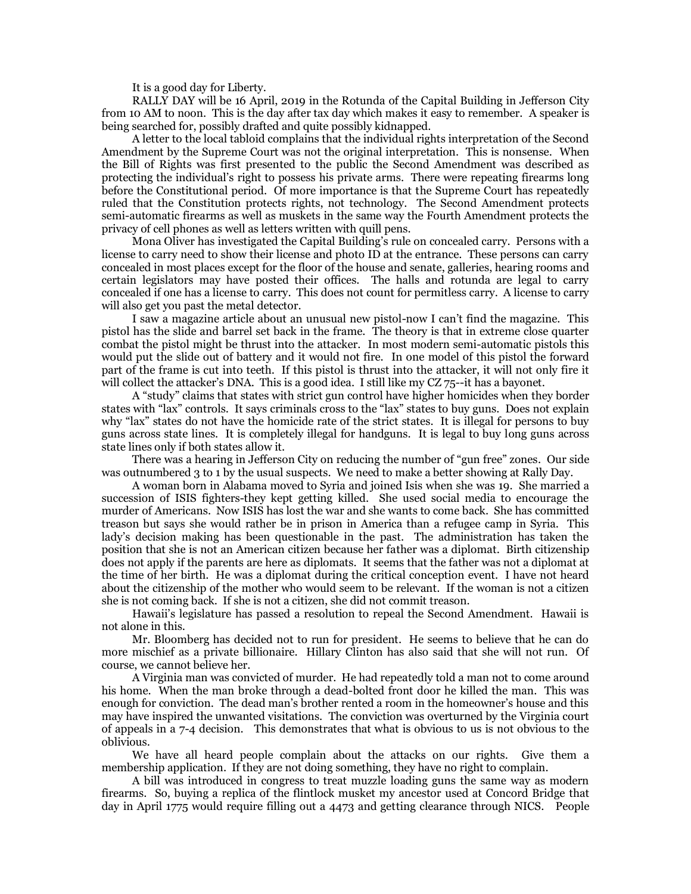It is a good day for Liberty.

RALLY DAY will be 16 April, 2019 in the Rotunda of the Capital Building in Jefferson City from 10 AM to noon. This is the day after tax day which makes it easy to remember. A speaker is being searched for, possibly drafted and quite possibly kidnapped.

A letter to the local tabloid complains that the individual rights interpretation of the Second Amendment by the Supreme Court was not the original interpretation. This is nonsense. When the Bill of Rights was first presented to the public the Second Amendment was described as protecting the individual's right to possess his private arms. There were repeating firearms long before the Constitutional period. Of more importance is that the Supreme Court has repeatedly ruled that the Constitution protects rights, not technology. The Second Amendment protects semi-automatic firearms as well as muskets in the same way the Fourth Amendment protects the privacy of cell phones as well as letters written with quill pens.

Mona Oliver has investigated the Capital Building's rule on concealed carry. Persons with a license to carry need to show their license and photo ID at the entrance. These persons can carry concealed in most places except for the floor of the house and senate, galleries, hearing rooms and certain legislators may have posted their offices. The halls and rotunda are legal to carry concealed if one has a license to carry. This does not count for permitless carry. A license to carry will also get you past the metal detector.

I saw a magazine article about an unusual new pistol-now I can't find the magazine. This pistol has the slide and barrel set back in the frame. The theory is that in extreme close quarter combat the pistol might be thrust into the attacker. In most modern semi-automatic pistols this would put the slide out of battery and it would not fire. In one model of this pistol the forward part of the frame is cut into teeth. If this pistol is thrust into the attacker, it will not only fire it will collect the attacker's DNA. This is a good idea. I still like my CZ 75--it has a bayonet.

A "study" claims that states with strict gun control have higher homicides when they border states with "lax" controls. It says criminals cross to the "lax" states to buy guns. Does not explain why "lax" states do not have the homicide rate of the strict states. It is illegal for persons to buy guns across state lines. It is completely illegal for handguns. It is legal to buy long guns across state lines only if both states allow it.

There was a hearing in Jefferson City on reducing the number of "gun free" zones. Our side was outnumbered 3 to 1 by the usual suspects. We need to make a better showing at Rally Day.

A woman born in Alabama moved to Syria and joined Isis when she was 19. She married a succession of ISIS fighters-they kept getting killed. She used social media to encourage the murder of Americans. Now ISIS has lost the war and she wants to come back. She has committed treason but says she would rather be in prison in America than a refugee camp in Syria. This lady's decision making has been questionable in the past. The administration has taken the position that she is not an American citizen because her father was a diplomat. Birth citizenship does not apply if the parents are here as diplomats. It seems that the father was not a diplomat at the time of her birth. He was a diplomat during the critical conception event. I have not heard about the citizenship of the mother who would seem to be relevant. If the woman is not a citizen she is not coming back. If she is not a citizen, she did not commit treason.

Hawaii's legislature has passed a resolution to repeal the Second Amendment. Hawaii is not alone in this.

Mr. Bloomberg has decided not to run for president. He seems to believe that he can do more mischief as a private billionaire. Hillary Clinton has also said that she will not run. Of course, we cannot believe her.

A Virginia man was convicted of murder. He had repeatedly told a man not to come around his home. When the man broke through a dead-bolted front door he killed the man. This was enough for conviction. The dead man's brother rented a room in the homeowner's house and this may have inspired the unwanted visitations. The conviction was overturned by the Virginia court of appeals in a 7-4 decision. This demonstrates that what is obvious to us is not obvious to the oblivious.

We have all heard people complain about the attacks on our rights. Give them a membership application. If they are not doing something, they have no right to complain.

A bill was introduced in congress to treat muzzle loading guns the same way as modern firearms. So, buying a replica of the flintlock musket my ancestor used at Concord Bridge that day in April 1775 would require filling out a 4473 and getting clearance through NICS. People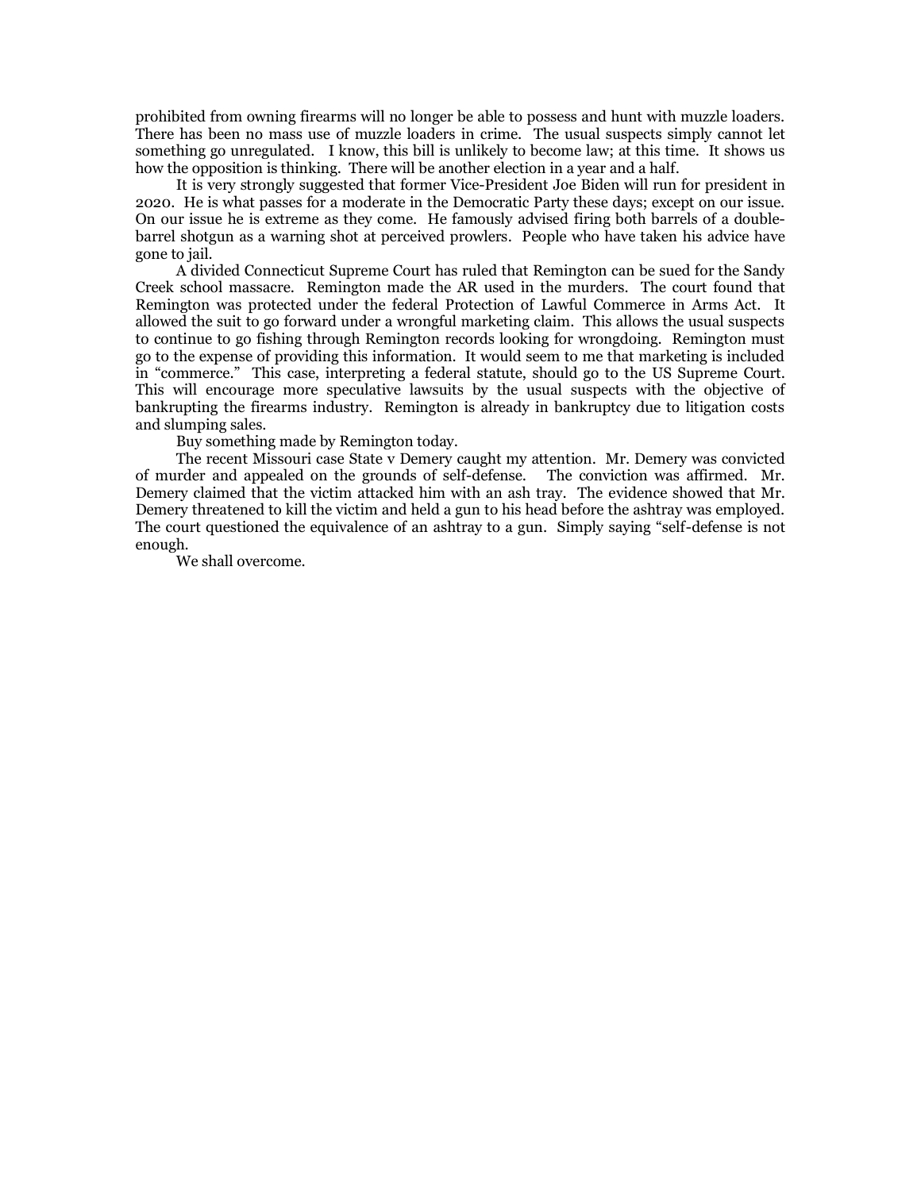prohibited from owning firearms will no longer be able to possess and hunt with muzzle loaders. There has been no mass use of muzzle loaders in crime. The usual suspects simply cannot let something go unregulated. I know, this bill is unlikely to become law; at this time. It shows us how the opposition is thinking. There will be another election in a year and a half.

It is very strongly suggested that former Vice-President Joe Biden will run for president in 2020. He is what passes for a moderate in the Democratic Party these days; except on our issue. On our issue he is extreme as they come. He famously advised firing both barrels of a double-barrel shotgun as a warning shot at perceived prowlers. People who have taken his advice have gone to jail.

A divided Connecticut Supreme Court has ruled that Remington can be sued for the Sandy Creek school massacre. Remington made the AR used in the murders. The court found that Remington was protected under the federal Protection of Lawful Commerce in Arms Act. It allowed the suit to go forward under a wrongful marketing claim. This allows the usual suspects to continue to go fishing through Remington records looking for wrongdoing. Remington must go to the expense of providing this information. It would seem to me that marketing is included in "commerce." This case, interpreting a federal statute, should go to the US Supreme Court. This will encourage more speculative lawsuits by the usual suspects with the objective of bankrupting the firearms industry. Remington is already in bankruptcy due to litigation costs and slumping sales.

Buy something made by Remington today.

The recent Missouri case State v Demery caught my attention. Mr. Demery was convicted of murder and appealed on the grounds of self-defense. The conviction was affirmed. Mr. Demery claimed that the victim attacked him with an ash tray. The evidence showed that Mr. Demery threatened to kill the victim and held a gun to his head before the ashtray was employed. The court questioned the equivalence of an ashtray to a gun. Simply saying "self-defense is not enough.

We shall overcome.